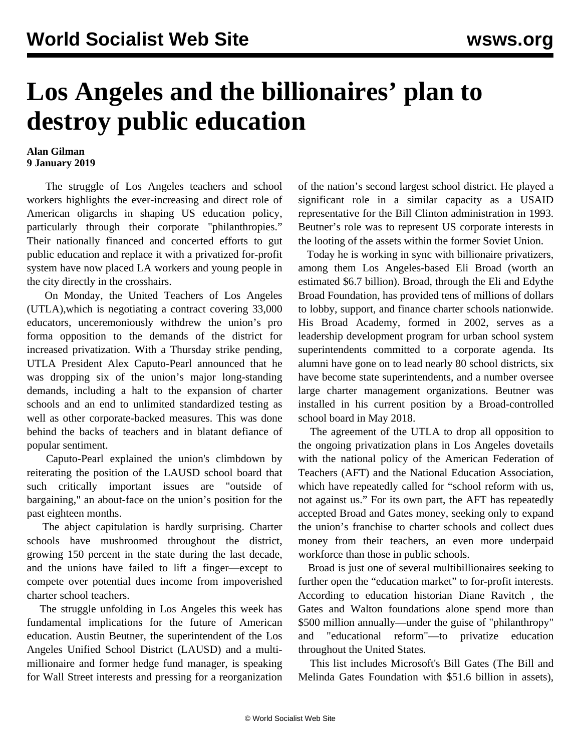# Los Angeles and the billionaires' plan to destroy public education

**Alan Gilman**
**9 January 2019**

The struggle of Los Angeles teachers and school workers highlights the ever-increasing and direct role of American oligarchs in shaping US education policy, particularly through their corporate "philanthropies." Their nationally financed and concerted efforts to gut public education and replace it with a privatized for-profit system have now placed LA workers and young people in the city directly in the crosshairs.

On Monday, the United Teachers of Los Angeles (UTLA),which is negotiating a contract covering 33,000 educators, unceremoniously withdrew the union's pro forma opposition to the demands of the district for increased privatization. With a Thursday strike pending, UTLA President Alex Caputo-Pearl announced that he was dropping six of the union's major long-standing demands, including a halt to the expansion of charter schools and an end to unlimited standardized testing as well as other corporate-backed measures. This was done behind the backs of teachers and in blatant defiance of popular sentiment.

Caputo-Pearl explained the union's climbdown by reiterating the position of the LAUSD school board that such critically important issues are "outside of bargaining," an about-face on the union's position for the past eighteen months.

The abject capitulation is hardly surprising. Charter schools have mushroomed throughout the district, growing 150 percent in the state during the last decade, and the unions have failed to lift a finger—except to compete over potential dues income from impoverished charter school teachers.

The struggle unfolding in Los Angeles this week has fundamental implications for the future of American education. Austin Beutner, the superintendent of the Los Angeles Unified School District (LAUSD) and a multi-millionaire and former hedge fund manager, is speaking for Wall Street interests and pressing for a reorganization of the nation's second largest school district. He played a significant role in a similar capacity as a USAID representative for the Bill Clinton administration in 1993. Beutner's role was to represent US corporate interests in the looting of the assets within the former Soviet Union.

Today he is working in sync with billionaire privatizers, among them Los Angeles-based Eli Broad (worth an estimated $6.7 billion). Broad, through the Eli and Edythe Broad Foundation, has provided tens of millions of dollars to lobby, support, and finance charter schools nationwide. His Broad Academy, formed in 2002, serves as a leadership development program for urban school system superintendents committed to a corporate agenda. Its alumni have gone on to lead nearly 80 school districts, six have become state superintendents, and a number oversee large charter management organizations. Beutner was installed in his current position by a Broad-controlled school board in May 2018.

The agreement of the UTLA to drop all opposition to the ongoing privatization plans in Los Angeles dovetails with the national policy of the American Federation of Teachers (AFT) and the National Education Association, which have repeatedly called for "school reform with us, not against us." For its own part, the AFT has repeatedly accepted Broad and Gates money, seeking only to expand the union's franchise to charter schools and collect dues money from their teachers, an even more underpaid workforce than those in public schools.

Broad is just one of several multibillionaires seeking to further open the "education market" to for-profit interests. According to education historian Diane Ravitch , the Gates and Walton foundations alone spend more than $500 million annually—under the guise of "philanthropy" and "educational reform"—to privatize education throughout the United States.

This list includes Microsoft's Bill Gates (The Bill and Melinda Gates Foundation with $51.6 billion in assets),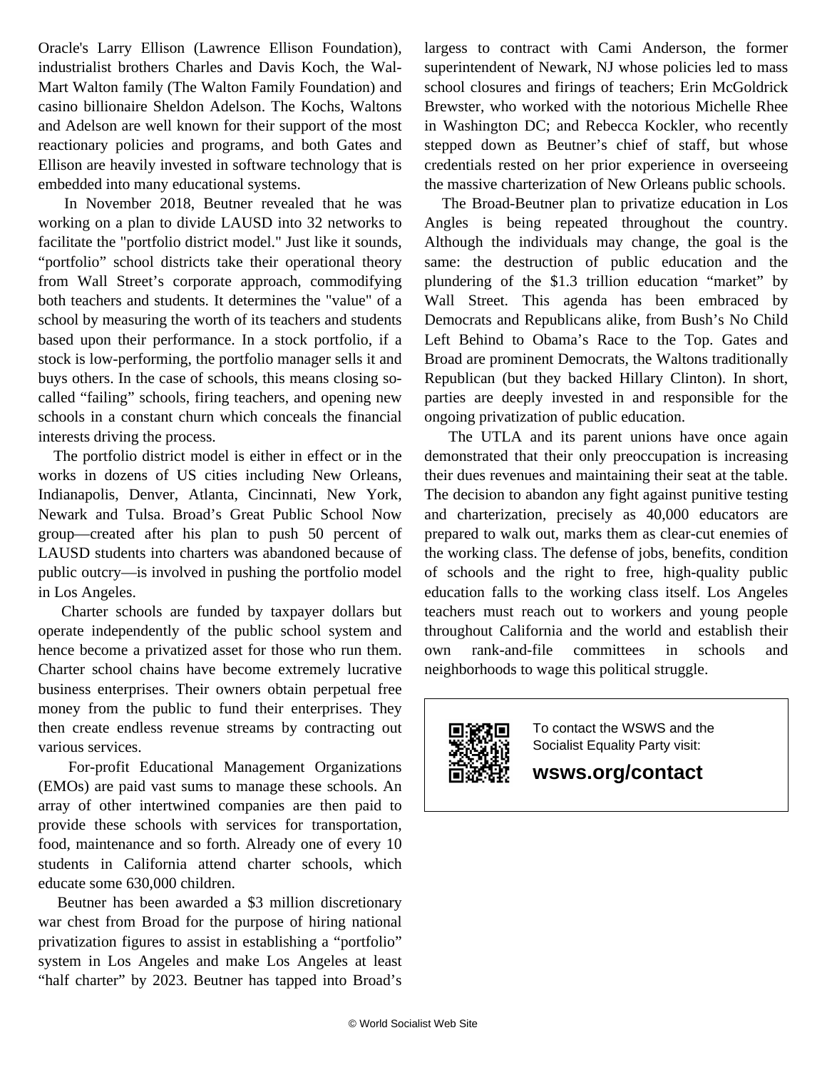Oracle's Larry Ellison (Lawrence Ellison Foundation), industrialist brothers Charles and Davis Koch, the Wal-Mart Walton family (The Walton Family Foundation) and casino billionaire Sheldon Adelson. The Kochs, Waltons and Adelson are well known for their support of the most reactionary policies and programs, and both Gates and Ellison are heavily invested in software technology that is embedded into many educational systems.

In November 2018, Beutner revealed that he was working on a plan to divide LAUSD into 32 networks to facilitate the "portfolio district model." Just like it sounds, "portfolio" school districts take their operational theory from Wall Street's corporate approach, commodifying both teachers and students. It determines the "value" of a school by measuring the worth of its teachers and students based upon their performance. In a stock portfolio, if a stock is low-performing, the portfolio manager sells it and buys others. In the case of schools, this means closing so-called "failing" schools, firing teachers, and opening new schools in a constant churn which conceals the financial interests driving the process.

The portfolio district model is either in effect or in the works in dozens of US cities including New Orleans, Indianapolis, Denver, Atlanta, Cincinnati, New York, Newark and Tulsa. Broad's Great Public School Now group—created after his plan to push 50 percent of LAUSD students into charters was abandoned because of public outcry—is involved in pushing the portfolio model in Los Angeles.

Charter schools are funded by taxpayer dollars but operate independently of the public school system and hence become a privatized asset for those who run them. Charter school chains have become extremely lucrative business enterprises. Their owners obtain perpetual free money from the public to fund their enterprises. They then create endless revenue streams by contracting out various services.

For-profit Educational Management Organizations (EMOs) are paid vast sums to manage these schools. An array of other intertwined companies are then paid to provide these schools with services for transportation, food, maintenance and so forth. Already one of every 10 students in California attend charter schools, which educate some 630,000 children.

Beutner has been awarded a $3 million discretionary war chest from Broad for the purpose of hiring national privatization figures to assist in establishing a "portfolio" system in Los Angeles and make Los Angeles at least "half charter" by 2023. Beutner has tapped into Broad's largess to contract with Cami Anderson, the former superintendent of Newark, NJ whose policies led to mass school closures and firings of teachers; Erin McGoldrick Brewster, who worked with the notorious Michelle Rhee in Washington DC; and Rebecca Kockler, who recently stepped down as Beutner's chief of staff, but whose credentials rested on her prior experience in overseeing the massive charterization of New Orleans public schools.

The Broad-Beutner plan to privatize education in Los Angles is being repeated throughout the country. Although the individuals may change, the goal is the same: the destruction of public education and the plundering of the $1.3 trillion education "market" by Wall Street. This agenda has been embraced by Democrats and Republicans alike, from Bush's No Child Left Behind to Obama's Race to the Top. Gates and Broad are prominent Democrats, the Waltons traditionally Republican (but they backed Hillary Clinton). In short, parties are deeply invested in and responsible for the ongoing privatization of public education.

The UTLA and its parent unions have once again demonstrated that their only preoccupation is increasing their dues revenues and maintaining their seat at the table. The decision to abandon any fight against punitive testing and charterization, precisely as 40,000 educators are prepared to walk out, marks them as clear-cut enemies of the working class. The defense of jobs, benefits, condition of schools and the right to free, high-quality public education falls to the working class itself. Los Angeles teachers must reach out to workers and young people throughout California and the world and establish their own rank-and-file committees in schools and neighborhoods to wage this political struggle.

To contact the WSWS and the Socialist Equality Party visit:

**wsws.org/contact**